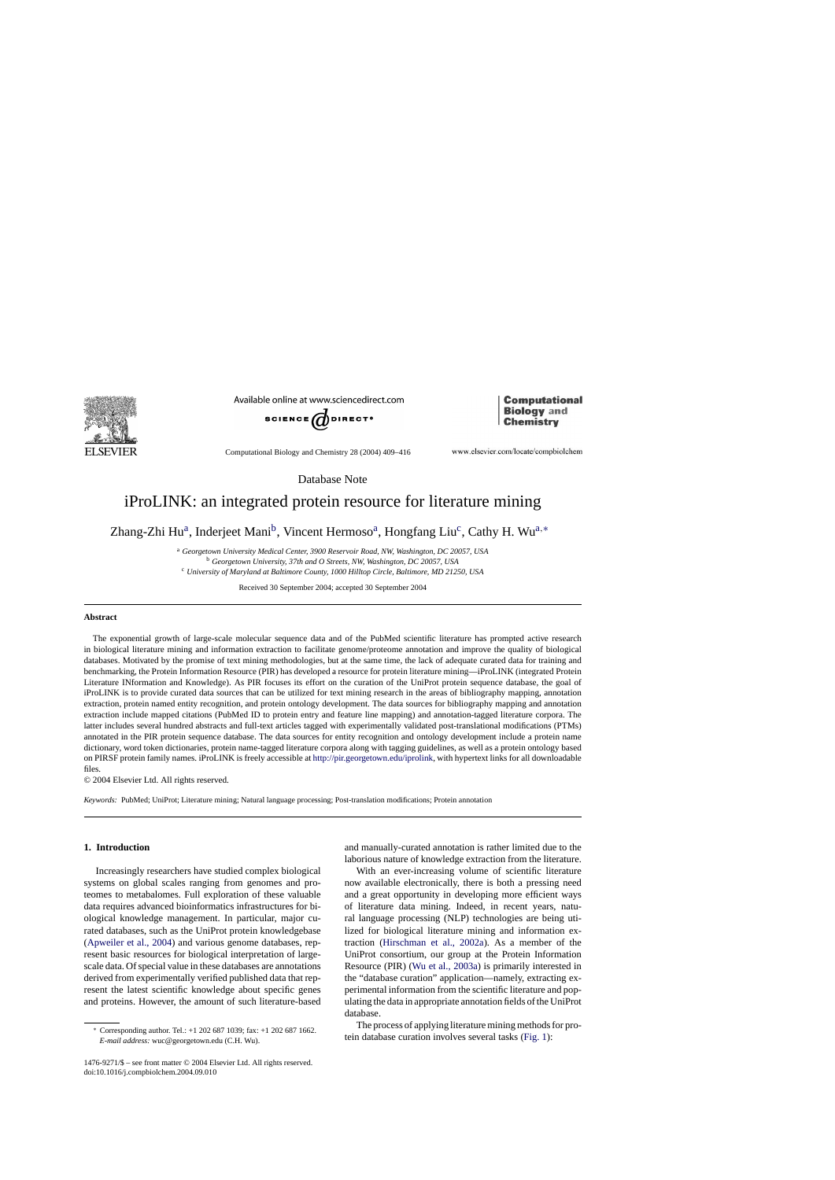Database Note

# iProLINK: an integrated protein resource for literature mining

Zhang-Zhi Hu[a], Inderjeet Mani[b], Vincent Hermoso[a], Hongfang Liu[c], Cathy H. Wu[a,*]

[a] *Georgetown University Medical Center, 3900 Reservoir Road, NW, Washington, DC 20057, USA*
[b] *Georgetown University, 37th and O Streets, NW, Washington, DC 20057, USA*
[c] *University of Maryland at Baltimore County, 1000 Hilltop Circle, Baltimore, MD 21250, USA*

Received 30 September 2004; accepted 30 September 2004

## Abstract

The exponential growth of large-scale molecular sequence data and of the PubMed scientific literature has prompted active research in biological literature mining and information extraction to facilitate genome/proteome annotation and improve the quality of biological databases. Motivated by the promise of text mining methodologies, but at the same time, the lack of adequate curated data for training and benchmarking, the Protein Information Resource (PIR) has developed a resource for protein literature mining—iProLINK (integrated Protein Literature INformation and Knowledge). As PIR focuses its effort on the curation of the UniProt protein sequence database, the goal of iProLINK is to provide curated data sources that can be utilized for text mining research in the areas of bibliography mapping, annotation extraction, protein named entity recognition, and protein ontology development. The data sources for bibliography mapping and annotation extraction include mapped citations (PubMed ID to protein entry and feature line mapping) and annotation-tagged literature corpora. The latter includes several hundred abstracts and full-text articles tagged with experimentally validated post-translational modifications (PTMs) annotated in the PIR protein sequence database. The data sources for entity recognition and ontology development include a protein name dictionary, word token dictionaries, protein name-tagged literature corpora along with tagging guidelines, as well as a protein ontology based on PIRSF protein family names. iProLINK is freely accessible at http://pir.georgetown.edu/iprolink, with hypertext links for all downloadable files.

© 2004 Elsevier Ltd. All rights reserved.

*Keywords:* PubMed; UniProt; Literature mining; Natural language processing; Post-translation modifications; Protein annotation

## 1. Introduction

Increasingly researchers have studied complex biological systems on global scales ranging from genomes and proteomes to metabalomes. Full exploration of these valuable data requires advanced bioinformatics infrastructures for biological knowledge management. In particular, major curated databases, such as the UniProt protein knowledgebase (Apweiler et al., 2004) and various genome databases, represent basic resources for biological interpretation of large-scale data. Of special value in these databases are annotations derived from experimentally verified published data that represent the latest scientific knowledge about specific genes and proteins. However, the amount of such literature-based and manually-curated annotation is rather limited due to the laborious nature of knowledge extraction from the literature.

With an ever-increasing volume of scientific literature now available electronically, there is both a pressing need and a great opportunity in developing more efficient ways of literature data mining. Indeed, in recent years, natural language processing (NLP) technologies are being utilized for biological literature mining and information extraction (Hirschman et al., 2002a). As a member of the UniProt consortium, our group at the Protein Information Resource (PIR) (Wu et al., 2003a) is primarily interested in the "database curation" application—namely, extracting experimental information from the scientific literature and populating the data in appropriate annotation fields of the UniProt database.

The process of applying literature mining methods for protein database curation involves several tasks (Fig. 1):

* Corresponding author. Tel.: +1 202 687 1039; fax: +1 202 687 1662.
*E-mail address:* wuc@georgetown.edu (C.H. Wu).

1476-9271/$ – see front matter © 2004 Elsevier Ltd. All rights reserved.
doi:10.1016/j.compbiolchem.2004.09.010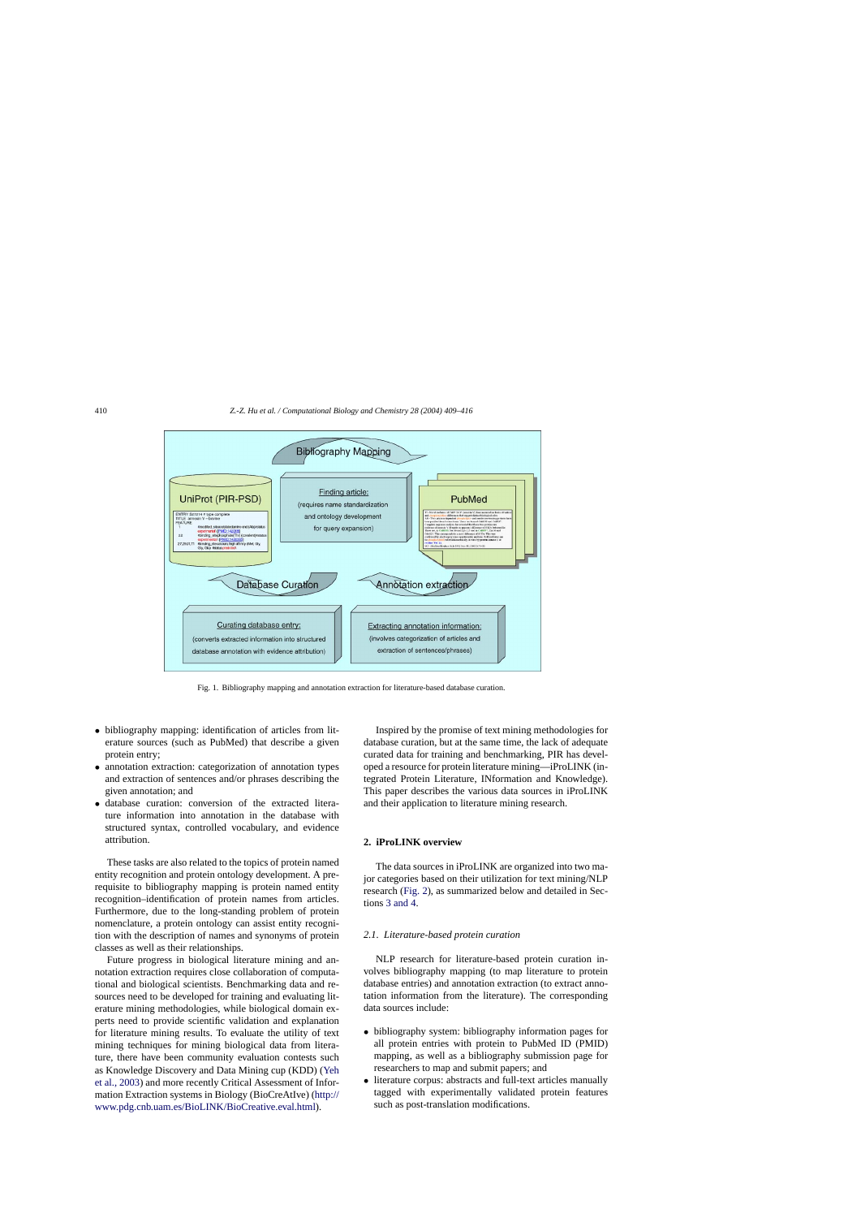Fig. 1. Bibliography mapping and annotation extraction for literature-based database curation.

- bibliography mapping: identification of articles from literature sources (such as PubMed) that describe a given protein entry;
- annotation extraction: categorization of annotation types and extraction of sentences and/or phrases describing the given annotation; and
- database curation: conversion of the extracted literature information into annotation in the database with structured syntax, controlled vocabulary, and evidence attribution.

These tasks are also related to the topics of protein named entity recognition and protein ontology development. A prerequisite to bibliography mapping is protein named entity recognition–identification of protein names from articles. Furthermore, due to the long-standing problem of protein nomenclature, a protein ontology can assist entity recognition with the description of names and synonyms of protein classes as well as their relationships.

Future progress in biological literature mining and annotation extraction requires close collaboration of computational and biological scientists. Benchmarking data and resources need to be developed for training and evaluating literature mining methodologies, while biological domain experts need to provide scientific validation and explanation for literature mining results. To evaluate the utility of text mining techniques for mining biological data from literature, there have been community evaluation contests such as Knowledge Discovery and Data Mining cup (KDD) (Yeh et al., 2003) and more recently Critical Assessment of Information Extraction systems in Biology (BioCreAtIve) (http://www.pdg.cnb.uam.es/BioLINK/BioCreative.eval.html).

Inspired by the promise of text mining methodologies for database curation, but at the same time, the lack of adequate curated data for training and benchmarking, PIR has developed a resource for protein literature mining—iProLINK (integrated Protein Literature, INformation and Knowledge). This paper describes the various data sources in iProLINK and their application to literature mining research.

## 2. iProLINK overview

The data sources in iProLINK are organized into two major categories based on their utilization for text mining/NLP research (Fig. 2), as summarized below and detailed in Sections 3 and 4.

### 2.1. Literature-based protein curation

NLP research for literature-based protein curation involves bibliography mapping (to map literature to protein database entries) and annotation extraction (to extract annotation information from the literature). The corresponding data sources include:

- bibliography system: bibliography information pages for all protein entries with protein to PubMed ID (PMID) mapping, as well as a bibliography submission page for researchers to map and submit papers; and
- literature corpus: abstracts and full-text articles manually tagged with experimentally validated protein features such as post-translation modifications.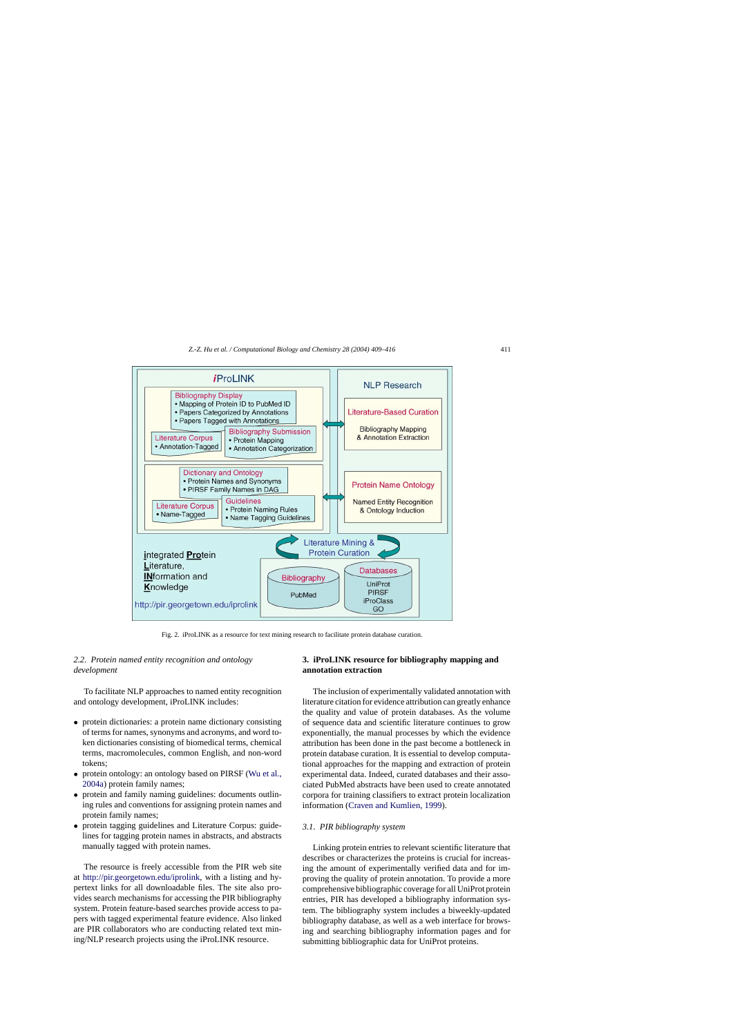Fig. 2. iProLINK as a resource for text mining research to facilitate protein database curation.

### 2.2. Protein named entity recognition and ontology development

To facilitate NLP approaches to named entity recognition and ontology development, iProLINK includes:

- protein dictionaries: a protein name dictionary consisting of terms for names, synonyms and acronyms, and word token dictionaries consisting of biomedical terms, chemical terms, macromolecules, common English, and non-word tokens;
- protein ontology: an ontology based on PIRSF (Wu et al., 2004a) protein family names;
- protein and family naming guidelines: documents outlining rules and conventions for assigning protein names and protein family names;
- protein tagging guidelines and Literature Corpus: guidelines for tagging protein names in abstracts, and abstracts manually tagged with protein names.

The resource is freely accessible from the PIR web site at http://pir.georgetown.edu/iprolink, with a listing and hypertext links for all downloadable files. The site also provides search mechanisms for accessing the PIR bibliography system. Protein feature-based searches provide access to papers with tagged experimental feature evidence. Also linked are PIR collaborators who are conducting related text mining/NLP research projects using the iProLINK resource.

## 3. iProLINK resource for bibliography mapping and annotation extraction

The inclusion of experimentally validated annotation with literature citation for evidence attribution can greatly enhance the quality and value of protein databases. As the volume of sequence data and scientific literature continues to grow exponentially, the manual processes by which the evidence attribution has been done in the past become a bottleneck in protein database curation. It is essential to develop computational approaches for the mapping and extraction of protein experimental data. Indeed, curated databases and their associated PubMed abstracts have been used to create annotated corpora for training classifiers to extract protein localization information (Craven and Kumlien, 1999).

### 3.1. PIR bibliography system

Linking protein entries to relevant scientific literature that describes or characterizes the proteins is crucial for increasing the amount of experimentally verified data and for improving the quality of protein annotation. To provide a more comprehensive bibliographic coverage for all UniProt protein entries, PIR has developed a bibliography information system. The bibliography system includes a biweekly-updated bibliography database, as well as a web interface for browsing and searching bibliography information pages and for submitting bibliographic data for UniProt proteins.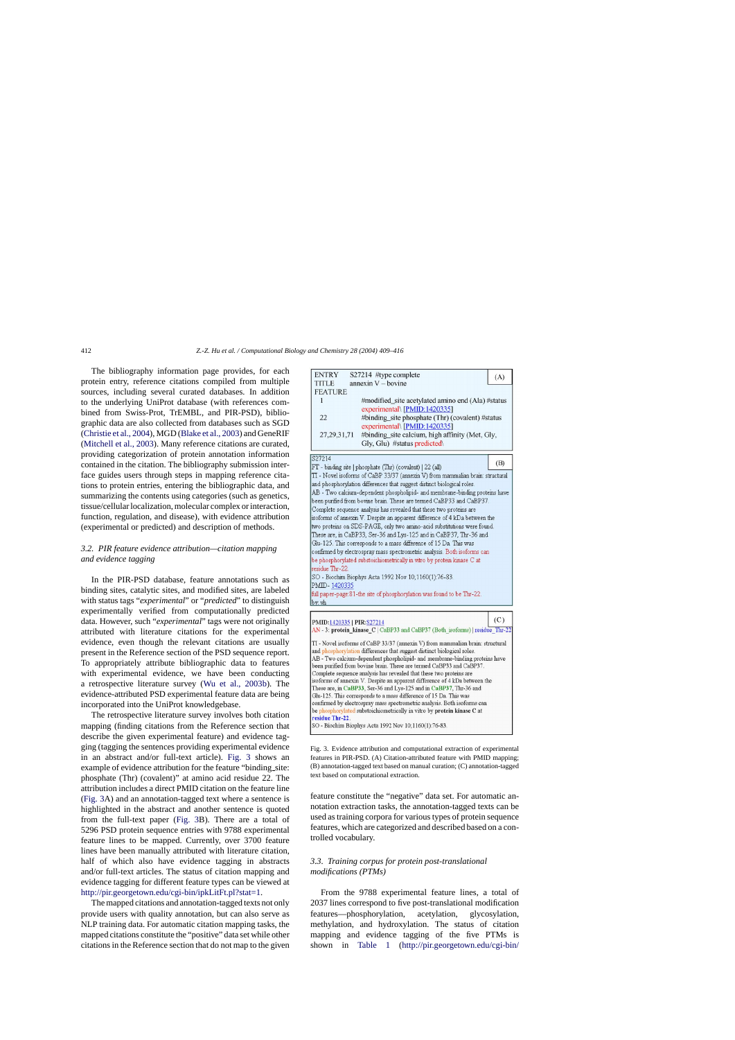The bibliography information page provides, for each protein entry, reference citations compiled from multiple sources, including several curated databases. In addition to the underlying UniProt database (with references combined from Swiss-Prot, TrEMBL, and PIR-PSD), bibliographic data are also collected from databases such as SGD (Christie et al., 2004), MGD (Blake et al., 2003) and GeneRIF (Mitchell et al., 2003). Many reference citations are curated, providing categorization of protein annotation information contained in the citation. The bibliography submission interface guides users through steps in mapping reference citations to protein entries, entering the bibliographic data, and summarizing the contents using categories (such as genetics, tissue/cellular localization, molecular complex or interaction, function, regulation, and disease), with evidence attribution (experimental or predicted) and description of methods.

### 3.2. PIR feature evidence attribution—citation mapping and evidence tagging

In the PIR-PSD database, feature annotations such as binding sites, catalytic sites, and modified sites, are labeled with status tags "*experimental*" or "*predicted*" to distinguish experimentally verified from computationally predicted features. However, such "*experimental*" tags were not originally attributed with literature citations for the experimental evidence, even though the relevant citations are usually present in the Reference section of the PSD sequence report. To appropriately attribute bibliographic data to features with experimental evidence, we have been conducting a retrospective literature survey (Wu et al., 2003b). The evidence-attributed PSD experimental feature data are being incorporated into the UniProt knowledgebase.

The retrospective literature survey involves both citation mapping (finding citations from the Reference section that describe the given experimental feature) and evidence tagging (tagging the sentences providing experimental evidence in an abstract and/or full-text article). Fig. 3 shows an example of evidence attribution for the feature "binding_site: phosphate (Thr) (covalent)" at amino acid residue 22. The attribution includes a direct PMID citation on the feature line (Fig. 3A) and an annotation-tagged text where a sentence is highlighted in the abstract and another sentence is quoted from the full-text paper (Fig. 3B). There are a total of 5296 PSD protein sequence entries with 9788 experimental feature lines to be mapped. Currently, over 3700 feature lines have been manually attributed with literature citation, half of which also have evidence tagging in abstracts and/or full-text articles. The status of citation mapping and evidence tagging for different feature types can be viewed at http://pir.georgetown.edu/cgi-bin/ipkLitFt.pl?stat=1.

The mapped citations and annotation-tagged texts not only provide users with quality annotation, but can also serve as NLP training data. For automatic citation mapping tasks, the mapped citations constitute the "positive" data set while other citations in the Reference section that do not map to the given feature constitute the "negative" data set. For automatic annotation extraction tasks, the annotation-tagged texts can be used as training corpora for various types of protein sequence features, which are categorized and described based on a controlled vocabulary.

(A)

```
ENTRY     S27214  #type complete
TITLE     annexin V – bovine
FEATURE
  1            #modified_site acetylated amino end (Ala) #status
               experimental\ [PMID:1420335]
  22           #binding_site phosphate (Thr) (covalent) #status
               experimental\ [PMID:1420335]
  27,29,31,71  #binding_site calcium, high affinity (Met, Gly,
               Gly, Glu) #status predicted\
```

(B)

```
S27214
FT - binding site | phosphate (Thr) (covalent) | 22 (all)
TI - Novel isoforms of CaBP 33/37 (annexin V) from mammalian brain: structural
and phosphorylation differences that suggest distinct biological roles.
AB - Two calcium-dependent phospholipid- and membrane-binding proteins have
been purified from bovine brain. These are termed CaBP33 and CaBP37.
Complete sequence analysis has revealed that these two proteins are
isoforms of annexin V. Despite an apparent difference of 4 kDa between the
two proteins on SDS-PAGE, only two amino-acid substitutions were found.
These are, in CaBP33, Ser-36 and Lys-125 and in CaBP37, Thr-36 and
Glu-125. This corresponds to a mass difference of 15 Da. This was
confirmed by electrospray mass spectrometric analysis. Both isoforms can
be phosphorylated substoichiometrically in vitro by protein kinase C at
residue Thr-22.
SO - Biochim Biophys Acta 1992 Nov 10;1160(1):76-83.
PMID- 1420335
full paper-page:81-the site of phosphorylation was found to be Thr-22.
by: vh
```

(C)

```
PMID:1420335 | PIR:S27214
AN - 3: protein_kinase_C | CaBP33 and CaBP37 (Both_isoforms) | residue_Thr-22

TI - Novel isoforms of CaBP 33/37 (annexin V) from mammalian brain: structural
and phosphorylation differences that suggest distinct biological roles.
AB - Two calcium-dependent phospholipid- and membrane-binding proteins have
been purified from bovine brain. These are termed CaBP33 and CaBP37.
Complete sequence analysis has revealed that these two proteins are
isoforms of annexin V. Despite an apparent difference of 4 kDa between the
two proteins on SDS-PAGE, only two amino-acid substitutions were found.
These are, in CaBP33, Ser-36 and Lys-125 and in CaBP37, Thr-36 and
Glu-125. This corresponds to a mass difference of 15 Da. This was
confirmed by electrospray mass spectrometric analysis. Both isoforms can
be phosphorylated substoichiometrically in vitro by protein kinase C at
residue Thr-22.
SO - Biochim Biophys Acta 1992 Nov 10;1160(1):76-83.
```

Fig. 3. Evidence attribution and computational extraction of experimental features in PIR-PSD. (A) Citation-attributed feature with PMID mapping; (B) annotation-tagged text based on manual curation; (C) annotation-tagged text based on computational extraction.

### 3.3. Training corpus for protein post-translational modifications (PTMs)

From the 9788 experimental feature lines, a total of 2037 lines correspond to five post-translational modification features—phosphorylation, acetylation, glycosylation, methylation, and hydroxylation. The status of citation mapping and evidence tagging of the five PTMs is shown in Table 1 (http://pir.georgetown.edu/cgi-bin/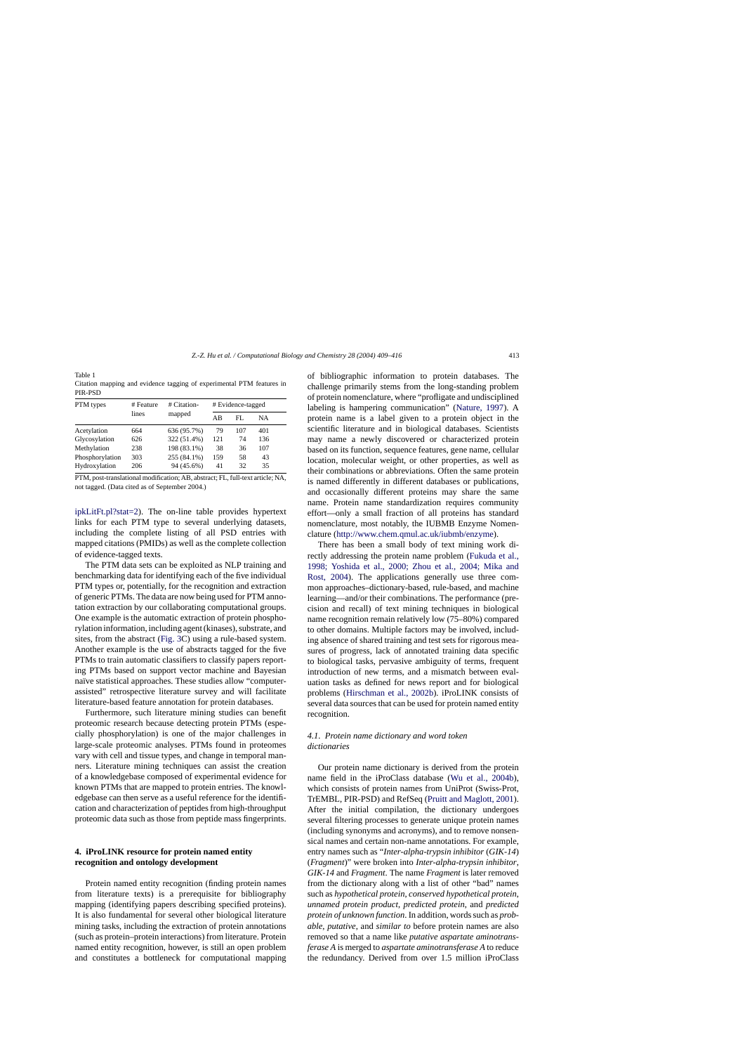Table 1
Citation mapping and evidence tagging of experimental PTM features in PIR-PSD

| PTM types | # Feature lines | # Citation-mapped | # Evidence-tagged | | |
|---|---|---|---|---|---|
| | | | AB | FL | NA |
| Acetylation | 664 | 636 (95.7%) | 79 | 107 | 401 |
| Glycosylation | 626 | 322 (51.4%) | 121 | 74 | 136 |
| Methylation | 238 | 198 (83.1%) | 38 | 36 | 107 |
| Phosphorylation | 303 | 255 (84.1%) | 159 | 58 | 43 |
| Hydroxylation | 206 | 94 (45.6%) | 41 | 32 | 35 |

PTM, post-translational modification; AB, abstract; FL, full-text article; NA, not tagged. (Data cited as of September 2004.)

ipkLitFt.pl?stat=2). The on-line table provides hypertext links for each PTM type to several underlying datasets, including the complete listing of all PSD entries with mapped citations (PMIDs) as well as the complete collection of evidence-tagged texts.

The PTM data sets can be exploited as NLP training and benchmarking data for identifying each of the five individual PTM types or, potentially, for the recognition and extraction of generic PTMs. The data are now being used for PTM annotation extraction by our collaborating computational groups. One example is the automatic extraction of protein phosphorylation information, including agent (kinases), substrate, and sites, from the abstract (Fig. 3C) using a rule-based system. Another example is the use of abstracts tagged for the five PTMs to train automatic classifiers to classify papers reporting PTMs based on support vector machine and Bayesian naïve statistical approaches. These studies allow "computer-assisted" retrospective literature survey and will facilitate literature-based feature annotation for protein databases.

Furthermore, such literature mining studies can benefit proteomic research because detecting protein PTMs (especially phosphorylation) is one of the major challenges in large-scale proteomic analyses. PTMs found in proteomes vary with cell and tissue types, and change in temporal manners. Literature mining techniques can assist the creation of a knowledgebase composed of experimental evidence for known PTMs that are mapped to protein entries. The knowledgebase can then serve as a useful reference for the identification and characterization of peptides from high-throughput proteomic data such as those from peptide mass fingerprints.

## 4. iProLINK resource for protein named entity recognition and ontology development

Protein named entity recognition (finding protein names from literature texts) is a prerequisite for bibliography mapping (identifying papers describing specified proteins). It is also fundamental for several other biological literature mining tasks, including the extraction of protein annotations (such as protein–protein interactions) from literature. Protein named entity recognition, however, is still an open problem and constitutes a bottleneck for computational mapping of bibliographic information to protein databases. The challenge primarily stems from the long-standing problem of protein nomenclature, where "profligate and undisciplined labeling is hampering communication" (Nature, 1997). A protein name is a label given to a protein object in the scientific literature and in biological databases. Scientists may name a newly discovered or characterized protein based on its function, sequence features, gene name, cellular location, molecular weight, or other properties, as well as their combinations or abbreviations. Often the same protein is named differently in different databases or publications, and occasionally different proteins may share the same name. Protein name standardization requires community effort—only a small fraction of all proteins has standard nomenclature, most notably, the IUBMB Enzyme Nomenclature (http://www.chem.qmul.ac.uk/iubmb/enzyme).

There has been a small body of text mining work directly addressing the protein name problem (Fukuda et al., 1998; Yoshida et al., 2000; Zhou et al., 2004; Mika and Rost, 2004). The applications generally use three common approaches–dictionary-based, rule-based, and machine learning—and/or their combinations. The performance (precision and recall) of text mining techniques in biological name recognition remain relatively low (75–80%) compared to other domains. Multiple factors may be involved, including absence of shared training and test sets for rigorous measures of progress, lack of annotated training data specific to biological tasks, pervasive ambiguity of terms, frequent introduction of new terms, and a mismatch between evaluation tasks as defined for news report and for biological problems (Hirschman et al., 2002b). iProLINK consists of several data sources that can be used for protein named entity recognition.

### 4.1. Protein name dictionary and word token dictionaries

Our protein name dictionary is derived from the protein name field in the iProClass database (Wu et al., 2004b), which consists of protein names from UniProt (Swiss-Prot, TrEMBL, PIR-PSD) and RefSeq (Pruitt and Maglott, 2001). After the initial compilation, the dictionary undergoes several filtering processes to generate unique protein names (including synonyms and acronyms), and to remove nonsensical names and certain non-name annotations. For example, entry names such as "*Inter-alpha-trypsin inhibitor* (*GIK-14*) (*Fragment*)" were broken into *Inter-alpha-trypsin inhibitor*, *GIK-14* and *Fragment*. The name *Fragment* is later removed from the dictionary along with a list of other "bad" names such as *hypothetical protein*, *conserved hypothetical protein*, *unnamed protein product*, *predicted protein*, and *predicted protein of unknown function*. In addition, words such as *probable*, *putative*, and *similar to* before protein names are also removed so that a name like *putative aspartate aminotransferase A* is merged to *aspartate aminotransferase A* to reduce the redundancy. Derived from over 1.5 million iProClass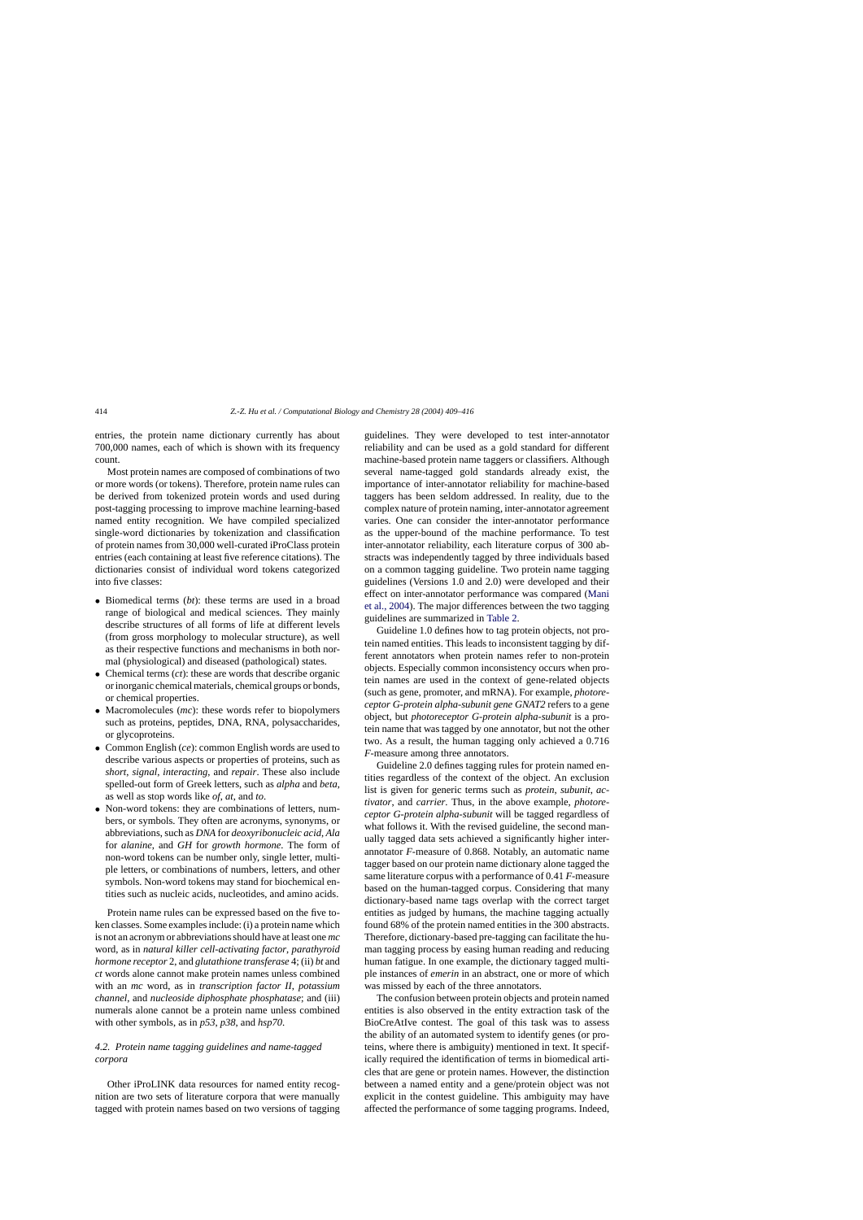entries, the protein name dictionary currently has about 700,000 names, each of which is shown with its frequency count.

Most protein names are composed of combinations of two or more words (or tokens). Therefore, protein name rules can be derived from tokenized protein words and used during post-tagging processing to improve machine learning-based named entity recognition. We have compiled specialized single-word dictionaries by tokenization and classification of protein names from 30,000 well-curated iProClass protein entries (each containing at least five reference citations). The dictionaries consist of individual word tokens categorized into five classes:

- Biomedical terms (*bt*): these terms are used in a broad range of biological and medical sciences. They mainly describe structures of all forms of life at different levels (from gross morphology to molecular structure), as well as their respective functions and mechanisms in both normal (physiological) and diseased (pathological) states.
- Chemical terms (*ct*): these are words that describe organic or inorganic chemical materials, chemical groups or bonds, or chemical properties.
- Macromolecules (*mc*): these words refer to biopolymers such as proteins, peptides, DNA, RNA, polysaccharides, or glycoproteins.
- Common English (*ce*): common English words are used to describe various aspects or properties of proteins, such as *short*, *signal*, *interacting*, and *repair*. These also include spelled-out form of Greek letters, such as *alpha* and *beta*, as well as stop words like *of*, *at*, and *to*.
- Non-word tokens: they are combinations of letters, numbers, or symbols. They often are acronyms, synonyms, or abbreviations, such as *DNA* for *deoxyribonucleic acid*, *Ala* for *alanine*, and *GH* for *growth hormone*. The form of non-word tokens can be number only, single letter, multiple letters, or combinations of numbers, letters, and other symbols. Non-word tokens may stand for biochemical entities such as nucleic acids, nucleotides, and amino acids.

Protein name rules can be expressed based on the five token classes. Some examples include: (i) a protein name which is not an acronym or abbreviations should have at least one *mc* word, as in *natural killer cell-activating factor*, *parathyroid hormone receptor* 2, and *glutathione transferase* 4; (ii) *bt* and *ct* words alone cannot make protein names unless combined with an *mc* word, as in *transcription factor II*, *potassium channel*, and *nucleoside diphosphate phosphatase*; and (iii) numerals alone cannot be a protein name unless combined with other symbols, as in *p53*, *p38*, and *hsp70*.

### 4.2. Protein name tagging guidelines and name-tagged corpora

Other iProLINK data resources for named entity recognition are two sets of literature corpora that were manually tagged with protein names based on two versions of tagging guidelines. They were developed to test inter-annotator reliability and can be used as a gold standard for different machine-based protein name taggers or classifiers. Although several name-tagged gold standards already exist, the importance of inter-annotator reliability for machine-based taggers has been seldom addressed. In reality, due to the complex nature of protein naming, inter-annotator agreement varies. One can consider the inter-annotator performance as the upper-bound of the machine performance. To test inter-annotator reliability, each literature corpus of 300 abstracts was independently tagged by three individuals based on a common tagging guideline. Two protein name tagging guidelines (Versions 1.0 and 2.0) were developed and their effect on inter-annotator performance was compared (Mani et al., 2004). The major differences between the two tagging guidelines are summarized in Table 2.

Guideline 1.0 defines how to tag protein objects, not protein named entities. This leads to inconsistent tagging by different annotators when protein names refer to non-protein objects. Especially common inconsistency occurs when protein names are used in the context of gene-related objects (such as gene, promoter, and mRNA). For example, *photoreceptor G-protein alpha-subunit gene GNAT2* refers to a gene object, but *photoreceptor G-protein alpha-subunit* is a protein name that was tagged by one annotator, but not the other two. As a result, the human tagging only achieved a 0.716 *F*-measure among three annotators.

Guideline 2.0 defines tagging rules for protein named entities regardless of the context of the object. An exclusion list is given for generic terms such as *protein*, *subunit*, *activator*, and *carrier*. Thus, in the above example, *photoreceptor G-protein alpha-subunit* will be tagged regardless of what follows it. With the revised guideline, the second manually tagged data sets achieved a significantly higher inter-annotator *F*-measure of 0.868. Notably, an automatic name tagger based on our protein name dictionary alone tagged the same literature corpus with a performance of 0.41 *F*-measure based on the human-tagged corpus. Considering that many dictionary-based name tags overlap with the correct target entities as judged by humans, the machine tagging actually found 68% of the protein named entities in the 300 abstracts. Therefore, dictionary-based pre-tagging can facilitate the human tagging process by easing human reading and reducing human fatigue. In one example, the dictionary tagged multiple instances of *emerin* in an abstract, one or more of which was missed by each of the three annotators.

The confusion between protein objects and protein named entities is also observed in the entity extraction task of the BioCreAtIve contest. The goal of this task was to assess the ability of an automated system to identify genes (or proteins, where there is ambiguity) mentioned in text. It specifically required the identification of terms in biomedical articles that are gene or protein names. However, the distinction between a named entity and a gene/protein object was not explicit in the contest guideline. This ambiguity may have affected the performance of some tagging programs. Indeed,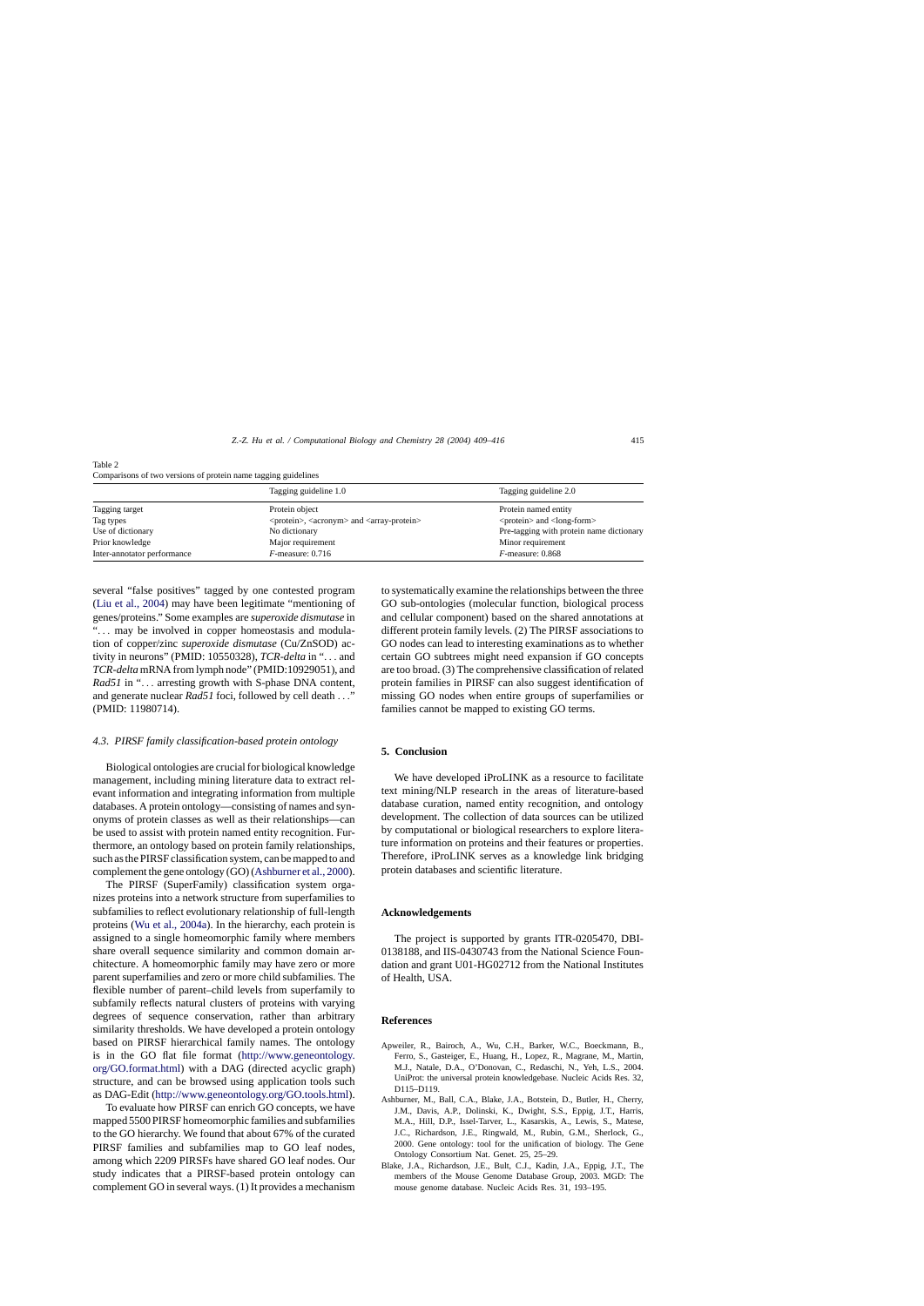Table 2
Comparisons of two versions of protein name tagging guidelines

| | Tagging guideline 1.0 | Tagging guideline 2.0 |
|---|---|---|
| Tagging target | Protein object | Protein named entity |
| Tag types | <protein>, <acronym> and <array-protein> | <protein> and <long-form> |
| Use of dictionary | No dictionary | Pre-tagging with protein name dictionary |
| Prior knowledge | Major requirement | Minor requirement |
| Inter-annotator performance | *F*-measure: 0.716 | *F*-measure: 0.868 |

several "false positives" tagged by one contested program (Liu et al., 2004) may have been legitimate "mentioning of genes/proteins." Some examples are *superoxide dismutase* in "... may be involved in copper homeostasis and modulation of copper/zinc *superoxide dismutase* (Cu/ZnSOD) activity in neurons" (PMID: 10550328), *TCR-delta* in "... and *TCR-delta* mRNA from lymph node" (PMID:10929051), and *Rad51* in "... arresting growth with S-phase DNA content, and generate nuclear *Rad51* foci, followed by cell death ..." (PMID: 11980714).

### *4.3. PIRSF family classification-based protein ontology*

Biological ontologies are crucial for biological knowledge management, including mining literature data to extract relevant information and integrating information from multiple databases. A protein ontology—consisting of names and synonyms of protein classes as well as their relationships—can be used to assist with protein named entity recognition. Furthermore, an ontology based on protein family relationships, such as the PIRSF classification system, can be mapped to and complement the gene ontology (GO) (Ashburner et al., 2000).

The PIRSF (SuperFamily) classification system organizes proteins into a network structure from superfamilies to subfamilies to reflect evolutionary relationship of full-length proteins (Wu et al., 2004a). In the hierarchy, each protein is assigned to a single homeomorphic family where members share overall sequence similarity and common domain architecture. A homeomorphic family may have zero or more parent superfamilies and zero or more child subfamilies. The flexible number of parent–child levels from superfamily to subfamily reflects natural clusters of proteins with varying degrees of sequence conservation, rather than arbitrary similarity thresholds. We have developed a protein ontology based on PIRSF hierarchical family names. The ontology is in the GO flat file format (http://www.geneontology.org/GO.format.html) with a DAG (directed acyclic graph) structure, and can be browsed using application tools such as DAG-Edit (http://www.geneontology.org/GO.tools.html).

To evaluate how PIRSF can enrich GO concepts, we have mapped 5500 PIRSF homeomorphic families and subfamilies to the GO hierarchy. We found that about 67% of the curated PIRSF families and subfamilies map to GO leaf nodes, among which 2209 PIRSFs have shared GO leaf nodes. Our study indicates that a PIRSF-based protein ontology can complement GO in several ways. (1) It provides a mechanism to systematically examine the relationships between the three GO sub-ontologies (molecular function, biological process and cellular component) based on the shared annotations at different protein family levels. (2) The PIRSF associations to GO nodes can lead to interesting examinations as to whether certain GO subtrees might need expansion if GO concepts are too broad. (3) The comprehensive classification of related protein families in PIRSF can also suggest identification of missing GO nodes when entire groups of superfamilies or families cannot be mapped to existing GO terms.

## 5. Conclusion

We have developed iProLINK as a resource to facilitate text mining/NLP research in the areas of literature-based database curation, named entity recognition, and ontology development. The collection of data sources can be utilized by computational or biological researchers to explore literature information on proteins and their features or properties. Therefore, iProLINK serves as a knowledge link bridging protein databases and scientific literature.

## Acknowledgements

The project is supported by grants ITR-0205470, DBI-0138188, and IIS-0430743 from the National Science Foundation and grant U01-HG02712 from the National Institutes of Health, USA.

## References

Apweiler, R., Bairoch, A., Wu, C.H., Barker, W.C., Boeckmann, B., Ferro, S., Gasteiger, E., Huang, H., Lopez, R., Magrane, M., Martin, M.J., Natale, D.A., O'Donovan, C., Redaschi, N., Yeh, L.S., 2004. UniProt: the universal protein knowledgebase. Nucleic Acids Res. 32, D115–D119.

Ashburner, M., Ball, C.A., Blake, J.A., Botstein, D., Butler, H., Cherry, J.M., Davis, A.P., Dolinski, K., Dwight, S.S., Eppig, J.T., Harris, M.A., Hill, D.P., Issel-Tarver, L., Kasarskis, A., Lewis, S., Matese, J.C., Richardson, J.E., Ringwald, M., Rubin, G.M., Sherlock, G., 2000. Gene ontology: tool for the unification of biology. The Gene Ontology Consortium Nat. Genet. 25, 25–29.

Blake, J.A., Richardson, J.E., Bult, C.J., Kadin, J.A., Eppig, J.T., The members of the Mouse Genome Database Group, 2003. MGD: The mouse genome database. Nucleic Acids Res. 31, 193–195.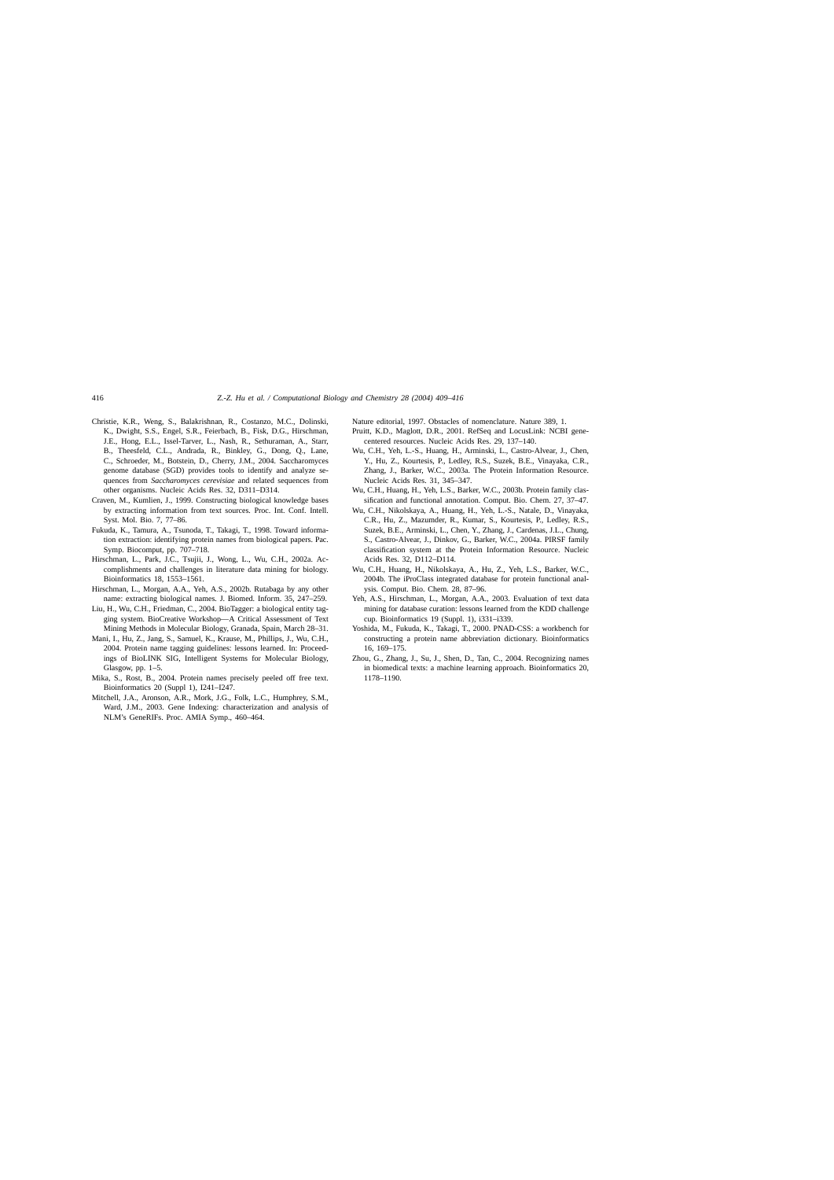Christie, K.R., Weng, S., Balakrishnan, R., Costanzo, M.C., Dolinski, K., Dwight, S.S., Engel, S.R., Feierbach, B., Fisk, D.G., Hirschman, J.E., Hong, E.L., Issel-Tarver, L., Nash, R., Sethuraman, A., Starr, B., Theesfeld, C.L., Andrada, R., Binkley, G., Dong, Q., Lane, C., Schroeder, M., Botstein, D., Cherry, J.M., 2004. Saccharomyces genome database (SGD) provides tools to identify and analyze sequences from *Saccharomyces cerevisiae* and related sequences from other organisms. Nucleic Acids Res. 32, D311–D314.

Craven, M., Kumlien, J., 1999. Constructing biological knowledge bases by extracting information from text sources. Proc. Int. Conf. Intell. Syst. Mol. Bio. 7, 77–86.

Fukuda, K., Tamura, A., Tsunoda, T., Takagi, T., 1998. Toward information extraction: identifying protein names from biological papers. Pac. Symp. Biocomput, pp. 707–718.

Hirschman, L., Park, J.C., Tsujii, J., Wong, L., Wu, C.H., 2002a. Accomplishments and challenges in literature data mining for biology. Bioinformatics 18, 1553–1561.

Hirschman, L., Morgan, A.A., Yeh, A.S., 2002b. Rutabaga by any other name: extracting biological names. J. Biomed. Inform. 35, 247–259.

Liu, H., Wu, C.H., Friedman, C., 2004. BioTagger: a biological entity tagging system. BioCreative Workshop—A Critical Assessment of Text Mining Methods in Molecular Biology, Granada, Spain, March 28–31.

Mani, I., Hu, Z., Jang, S., Samuel, K., Krause, M., Phillips, J., Wu, C.H., 2004. Protein name tagging guidelines: lessons learned. In: Proceedings of BioLINK SIG, Intelligent Systems for Molecular Biology, Glasgow, pp. 1–5.

Mika, S., Rost, B., 2004. Protein names precisely peeled off free text. Bioinformatics 20 (Suppl 1), I241–I247.

Mitchell, J.A., Aronson, A.R., Mork, J.G., Folk, L.C., Humphrey, S.M., Ward, J.M., 2003. Gene Indexing: characterization and analysis of NLM's GeneRIFs. Proc. AMIA Symp., 460–464.

Nature editorial, 1997. Obstacles of nomenclature. Nature 389, 1.

Pruitt, K.D., Maglott, D.R., 2001. RefSeq and LocusLink: NCBI gene-centered resources. Nucleic Acids Res. 29, 137–140.

Wu, C.H., Yeh, L.-S., Huang, H., Arminski, L., Castro-Alvear, J., Chen, Y., Hu, Z., Kourtesis, P., Ledley, R.S., Suzek, B.E., Vinayaka, C.R., Zhang, J., Barker, W.C., 2003a. The Protein Information Resource. Nucleic Acids Res. 31, 345–347.

Wu, C.H., Huang, H., Yeh, L.S., Barker, W.C., 2003b. Protein family classification and functional annotation. Comput. Bio. Chem. 27, 37–47.

Wu, C.H., Nikolskaya, A., Huang, H., Yeh, L.-S., Natale, D., Vinayaka, C.R., Hu, Z., Mazumder, R., Kumar, S., Kourtesis, P., Ledley, R.S., Suzek, B.E., Arminski, L., Chen, Y., Zhang, J., Cardenas, J.L., Chung, S., Castro-Alvear, J., Dinkov, G., Barker, W.C., 2004a. PIRSF family classification system at the Protein Information Resource. Nucleic Acids Res. 32, D112–D114.

Wu, C.H., Huang, H., Nikolskaya, A., Hu, Z., Yeh, L.S., Barker, W.C., 2004b. The iProClass integrated database for protein functional analysis. Comput. Bio. Chem. 28, 87–96.

Yeh, A.S., Hirschman, L., Morgan, A.A., 2003. Evaluation of text data mining for database curation: lessons learned from the KDD challenge cup. Bioinformatics 19 (Suppl. 1), i331–i339.

Yoshida, M., Fukuda, K., Takagi, T., 2000. PNAD-CSS: a workbench for constructing a protein name abbreviation dictionary. Bioinformatics 16, 169–175.

Zhou, G., Zhang, J., Su, J., Shen, D., Tan, C., 2004. Recognizing names in biomedical texts: a machine learning approach. Bioinformatics 20, 1178–1190.